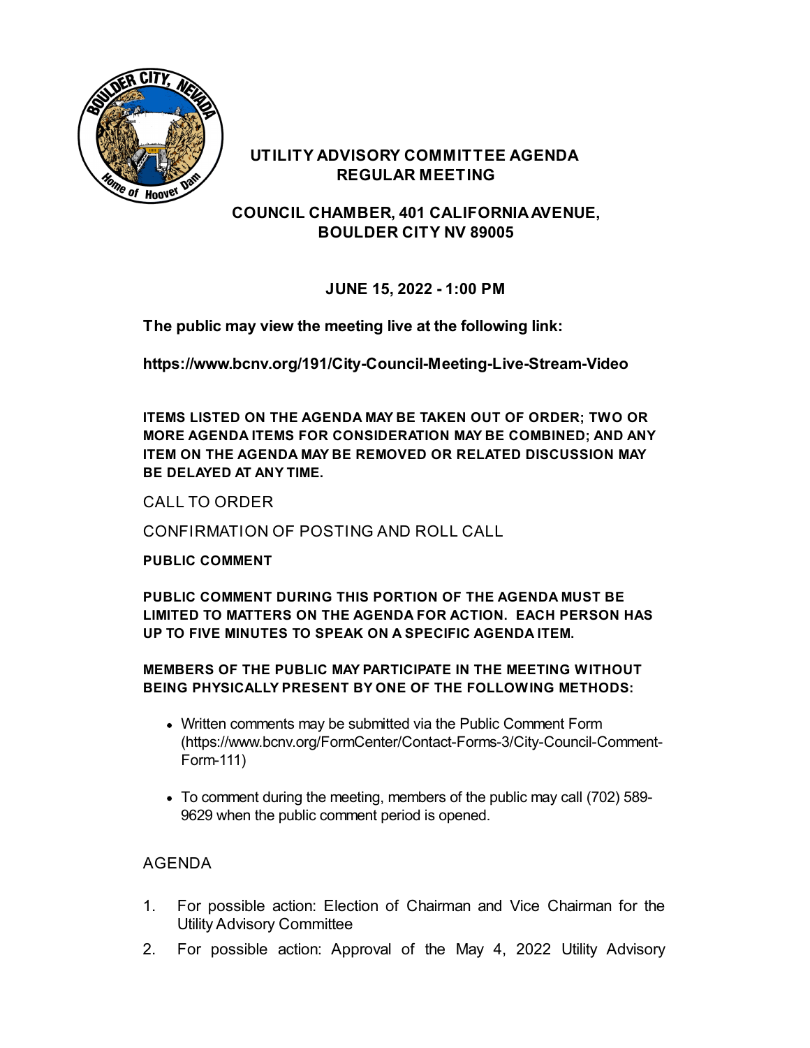# UTILITY ADVISORY COMMITTEE AGENDA
# REGULAR MEETING

## COUNCIL CHAMBER, 401 CALIFORNIA AVENUE, BOULDER CITY NV 89005

### JUNE 15, 2022 - 1:00 PM

**The public may view the meeting live at the following link:**

**https://www.bcnv.org/191/City-Council-Meeting-Live-Stream-Video**

**ITEMS LISTED ON THE AGENDA MAY BE TAKEN OUT OF ORDER; TWO OR MORE AGENDA ITEMS FOR CONSIDERATION MAY BE COMBINED; AND ANY ITEM ON THE AGENDA MAY BE REMOVED OR RELATED DISCUSSION MAY BE DELAYED AT ANY TIME.**

CALL TO ORDER

CONFIRMATION OF POSTING AND ROLL CALL

**PUBLIC COMMENT**

**PUBLIC COMMENT DURING THIS PORTION OF THE AGENDA MUST BE LIMITED TO MATTERS ON THE AGENDA FOR ACTION. EACH PERSON HAS UP TO FIVE MINUTES TO SPEAK ON A SPECIFIC AGENDA ITEM.**

**MEMBERS OF THE PUBLIC MAY PARTICIPATE IN THE MEETING WITHOUT BEING PHYSICALLY PRESENT BY ONE OF THE FOLLOWING METHODS:**

- Written comments may be submitted via the Public Comment Form (https://www.bcnv.org/FormCenter/Contact-Forms-3/City-Council-Comment-Form-111)
- To comment during the meeting, members of the public may call (702) 589-9629 when the public comment period is opened.

AGENDA

1. For possible action: Election of Chairman and Vice Chairman for the Utility Advisory Committee
2. For possible action: Approval of the May 4, 2022 Utility Advisory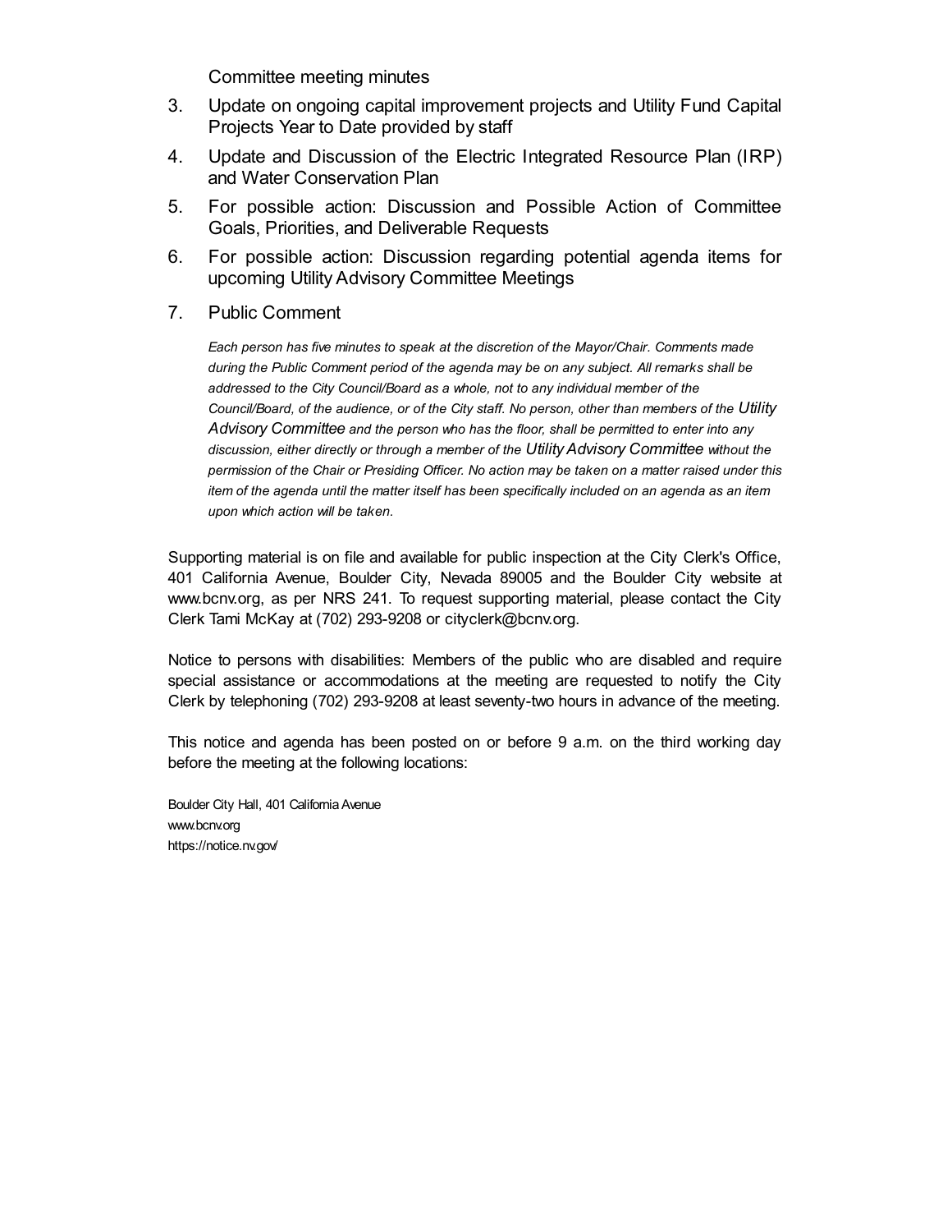Committee meeting minutes

3. Update on ongoing capital improvement projects and Utility Fund Capital Projects Year to Date provided by staff

4. Update and Discussion of the Electric Integrated Resource Plan (IRP) and Water Conservation Plan

5. For possible action: Discussion and Possible Action of Committee Goals, Priorities, and Deliverable Requests

6. For possible action: Discussion regarding potential agenda items for upcoming Utility Advisory Committee Meetings

7. Public Comment

   *Each person has five minutes to speak at the discretion of the Mayor/Chair. Comments made during the Public Comment period of the agenda may be on any subject. All remarks shall be addressed to the City Council/Board as a whole, not to any individual member of the Council/Board, of the audience, or of the City staff. No person, other than members of the Utility Advisory Committee and the person who has the floor, shall be permitted to enter into any discussion, either directly or through a member of the Utility Advisory Committee without the permission of the Chair or Presiding Officer. No action may be taken on a matter raised under this item of the agenda until the matter itself has been specifically included on an agenda as an item upon which action will be taken.*

Supporting material is on file and available for public inspection at the City Clerk's Office, 401 California Avenue, Boulder City, Nevada 89005 and the Boulder City website at www.bcnv.org, as per NRS 241. To request supporting material, please contact the City Clerk Tami McKay at (702) 293-9208 or cityclerk@bcnv.org.

Notice to persons with disabilities: Members of the public who are disabled and require special assistance or accommodations at the meeting are requested to notify the City Clerk by telephoning (702) 293-9208 at least seventy-two hours in advance of the meeting.

This notice and agenda has been posted on or before 9 a.m. on the third working day before the meeting at the following locations:

Boulder City Hall, 401 California Avenue
www.bcnv.org
https://notice.nv.gov/